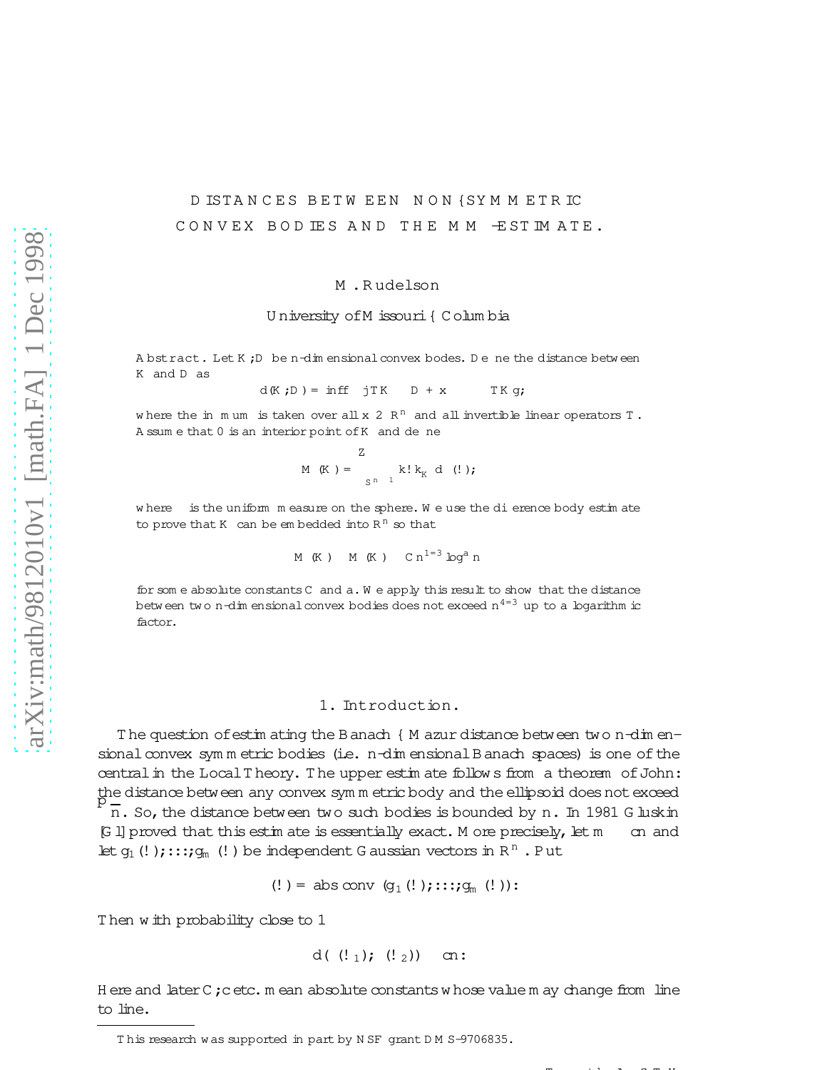# DISTANCES BETWEEN NON–SYMMETRIC CONVEX BODIES AND THE $MM^*$–ESTIMATE.

M. Rudelson

University of Missouri – Columbia

**Abstract.** Let $K, D$ be $n$-dimensional convex bodes. Define the distance between $K$ and $D$ as

$$d(K, D) = \inf\{ |T K \subset D + x \subset \tau \cdot T K \},$$

where the infimum is taken over all $x \in \mathbb{R}^n$ and all invertible linear operators $T$. Assume that 0 is an interior point of $K$ and define

$$M(K) = \int_{S^{n-1}} \|\omega\|_K \, d\mu(\omega),$$

where $\mu$ is the uniform measure on the sphere. We use the difference body estimate to prove that $K$ can be embedded into $\mathbb{R}^n$ so that

$$M(K) \cdot M(K^\circ) \le C n^{1/3} \log^a n$$

for some absolute constants $C$ and $a$. We apply this result to show that the distance between two $n$-dimensional convex bodies does not exceed $n^{4/3}$ up to a logarithmic factor.

## 1. Introduction.

The question of estimating the Banach – Mazur distance between two $n$-dimensional convex symmetric bodies (i.e. $n$-dimensional Banach spaces) is one of the central in the Local Theory. The upper estimate follows from a theorem of John: the distance between any convex symmetric body and the ellipsoid does not exceed $\sqrt{n}$. So, the distance between two such bodies is bounded by $n$. In 1981 Gluskin [G1] proved that this estimate is essentially exact. More precisely, let $m \ge cn$ and let $g_1(\omega), \dots, g_m(\omega)$ be independent Gaussian vectors in $\mathbb{R}^n$. Put

$$\Gamma(\omega) = \text{abs conv}\,(g_1(\omega), \dots, g_m(\omega)).$$

Then with probability close to 1

$$d(\Gamma(\omega_1), \Gamma(\omega_2)) \ge cn.$$

Here and later $C, c$ etc. mean absolute constants whose value may change from line to line.

---

This research was supported in part by NSF grant DMS-9706835.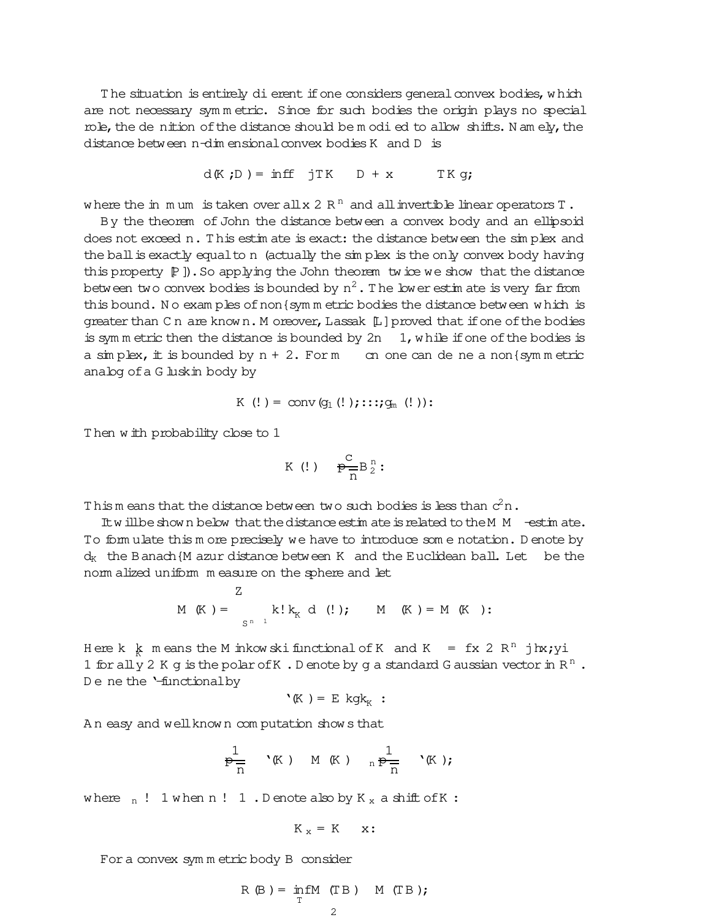The situation is entirely different if one considers general convex bodies, which are not necessary symmetric. Since for such bodies the origin plays no special role, the definition of the distance should be modified to allow shifts. Namely, the distance between $n$-dimensional convex bodies $K$ and $D$ is

$$d(K, D) = \inf\{\lambda \mid TK \subset D + x \subset \lambda TK\},$$

where the infimum is taken over all $x \in \mathbb{R}^n$ and all invertible linear operators $T$.

By the theorem of John the distance between a convex body and an ellipsoid does not exceed $n$. This estimate is exact: the distance between the simplex and the ball is exactly equal to $n$ (actually the simplex is the only convex body having this property [P]). So applying the John theorem twice we show that the distance between two convex bodies is bounded by $n^2$. The lower estimate is very far from this bound. No examples of non-symmetric bodies the distance between which is greater than $Cn$ are known. Moreover, Lassak [L] proved that if one of the bodies is symmetric then the distance is bounded by $2n - 1$, while if one of the bodies is a simplex, it is bounded by $n + 2$. For $m \sim cn$ one can define a non-symmetric analog of a Gluskin body by

$$K(\omega) = \operatorname{conv}(g_1(\omega), \ldots, g_m(\omega)).$$

Then with probability close to 1

$$K(\omega) \supset \frac{c}{\sqrt{n}} B_2^n.$$

This means that the distance between two such bodies is less than $c^2 n$.

It will be shown below that the distance estimate is related to the $MM^*$-estimate. To formulate this more precisely we have to introduce some notation. Denote by $d_K$ the Banach–Mazur distance between $K$ and the Euclidean ball. Let $\mu$ be the normalized uniform measure on the sphere and let

$$M(K) = \int_{S^{n-1}} \|\omega\|_K \, d\mu(\omega); \qquad M^*(K) = M(K^\circ).$$

Here $\|\cdot\|_K$ means the Minkowski functional of $K$ and $K^\circ = \{x \in \mathbb{R}^n \mid \langle x, y\rangle \le 1 \text{ for all } y \in K\}$ is the polar of $K$. Denote by $g$ a standard Gaussian vector in $\mathbb{R}^n$. Define the $\ell$-functional by

$$\ell(K) = \mathbb{E}\,\|g\|_{K^\circ}.$$

An easy and well known computation shows that

$$\frac{1}{\sqrt{n}} \cdot \ell(K) \le M^*(K) \le \gamma_n \frac{1}{\sqrt{n}} \cdot \ell(K),$$

where $\gamma_n \to 1$ when $n \to \infty$. Denote also by $K_x$ a shift of $K$:

$$K_x = K - x.$$

For a convex symmetric body $B$ consider

$$R(B) = \inf_T M(TB) \cdot M^*(TB),$$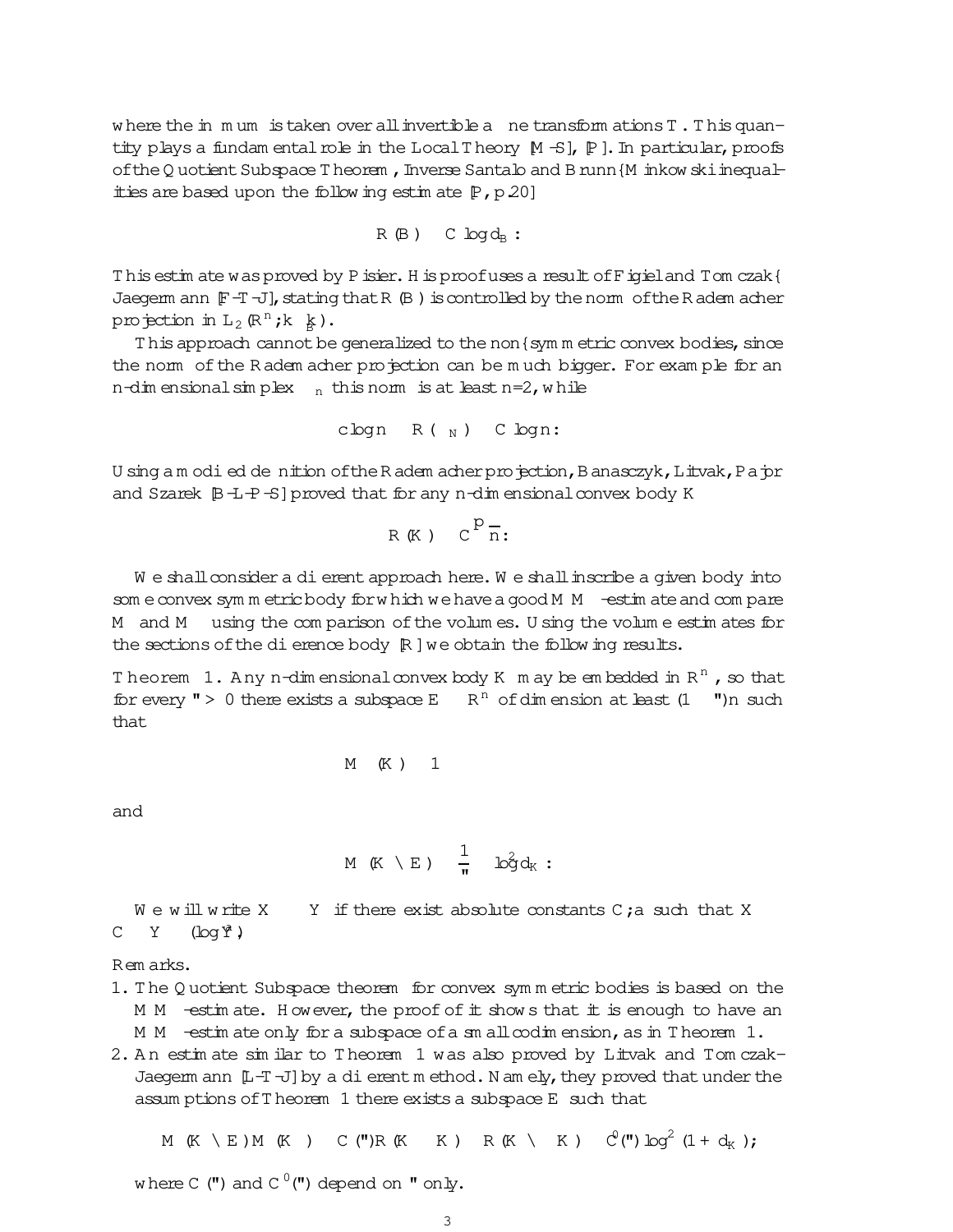where the infimum is taken over all invertible affine transformations $T$. This quantity plays a fundamental role in the Local Theory [M-S], [P]. In particular, proofs of the Quotient Subspace Theorem, Inverse Santalo and Brunn–Minkowski inequalities are based upon the following estimate [P, p.20]

$$R(B) \leq C \log d_B .$$

This estimate was proved by Pisier. His proof uses a result of Figiel and Tomczak–Jaegermann [F-T-J], stating that $R(B)$ is controlled by the norm of the Rademacher projection in $L_2(\mathbb{R}^n; \|\cdot\|_B)$.

This approach cannot be generalized to the non–symmetric convex bodies, since the norm of the Rademacher projection can be much bigger. For example for an $n$-dimensional simplex $\triangle_n$ this norm is at least $n/2$, while

$$c \log n \leq R(\triangle_N) \leq C \log n .$$

Using a modified definition of the Rademacher projection, Banasczyk, Litvak, Pajor and Szarek [B-L-P-S] proved that for any $n$-dimensional convex body $K$

$$R(K) \leq C\sqrt{n} .$$

We shall consider a different approach here. We shall inscribe a given body into some convex symmetric body for which we have a good $MM^*$-estimate and compare $M$ and $M^*$ using the comparison of the volumes. Using the volume estimates for the sections of the difference body [R] we obtain the following results.

**Theorem 1.** Any $n$-dimensional convex body $K$ may be embedded in $\mathbb{R}^n$, so that for every $\varepsilon > 0$ there exists a subspace $E \subset \mathbb{R}^n$ of dimension at least $(1-\varepsilon)n$ such that

$$M^*(K) \leq 1$$

and

$$M(K \cap E) \preceq \frac{1}{\varepsilon} \cdot \log^2 d_K .$$

We will write $X \preceq Y$ if there exist absolute constants $C, a$ such that $X \leq C \cdot Y \cdot (\log Y)^a$.

Remarks.

1. The Quotient Subspace theorem for convex symmetric bodies is based on the $MM^*$-estimate. However, the proof of it shows that it is enough to have an $MM^*$-estimate only for a subspace of a small codimension, as in Theorem 1.
2. An estimate similar to Theorem 1 was also proved by Litvak and Tomczak-Jaegermann [L-T-J] by a different method. Namely, they proved that under the assumptions of Theorem 1 there exists a subspace $E$ such that

$$M(K \cap E) M^*(K) \leq C(\varepsilon) R(K - K) \cdot R(K \cap -K) \leq C'(\varepsilon) \log^2(1 + d_K);$$

where $C(\varepsilon)$ and $C'(\varepsilon)$ depend on $\varepsilon$ only.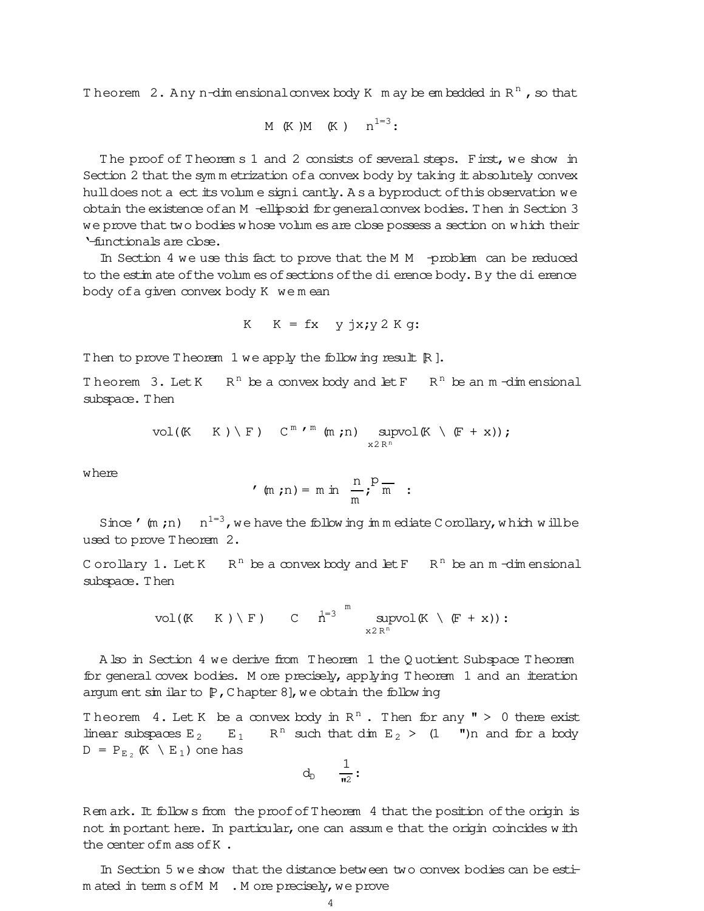**Theorem 2.** Any $n$-dimensional convex body $K$ may be embedded in $\mathbb{R}^n$, so that

$$M(K)M^*(K) \leq n^{1/3}.$$

The proof of Theorems 1 and 2 consists of several steps. First, we show in Section 2 that the symmetrization of a convex body by taking it absolutely convex hull does not affect its volume significantly. As a byproduct of this observation we obtain the existence of an $M$-ellipsoid for general convex bodies. Then in Section 3 we prove that two bodies whose volumes are close possess a section on which their $\ell$-functionals are close.

In Section 4 we use this fact to prove that the $MM^*$-problem can be reduced to the estimate of the volumes of sections of the difference body. By the difference body of a given convex body $K$ we mean

$$K - K = \{x - y \mid x, y \in K\}.$$

Then to prove Theorem 1 we apply the following result [R].

**Theorem 3.** Let $K \subset \mathbb{R}^n$ be a convex body and let $F \subset \mathbb{R}^n$ be an $m$-dimensional subspace. Then

$$\mathrm{vol}((K - K) \cap F) \leq C^m \varphi^m(m;n) \sup_{x \in \mathbb{R}^n} \mathrm{vol}(K \cap (F + x));$$

where

$$\varphi(m;n) = \min\left(\frac{n}{m}, \sqrt{m}\right).$$

Since $\varphi(m;n) \leq n^{1/3}$, we have the following immediate Corollary, which will be used to prove Theorem 2.

**Corollary 1.** Let $K \subset \mathbb{R}^n$ be a convex body and let $F \subset \mathbb{R}^n$ be an $m$-dimensional subspace. Then

$$\mathrm{vol}((K - K) \cap F) \leq \left(C n^{1/3}\right)^m \sup_{x \in \mathbb{R}^n} \mathrm{vol}(K \cap (F + x)).$$

Also in Section 4 we derive from Theorem 1 the Quotient Subspace Theorem for general covex bodies. More precisely, applying Theorem 1 and an iteration argument similar to [P, Chapter 8], we obtain the following

**Theorem 4.** Let $K$ be a convex body in $\mathbb{R}^n$. Then for any $\varepsilon > 0$ there exist linear subspaces $E_2 \subset E_1 \subset \mathbb{R}^n$ such that $\dim E_2 > (1 - \varepsilon)n$ and for a body $D = P_{E_2}(K \cap E_1)$ one has

$$d_D \leq \frac{1}{\varepsilon^2}.$$

*Remark.* It follows from the proof of Theorem 4 that the position of the origin is not important here. In particular, one can assume that the origin coincides with the center of mass of $K$.

In Section 5 we show that the distance between two convex bodies can be estimated in terms of $MM^*$. More precisely, we prove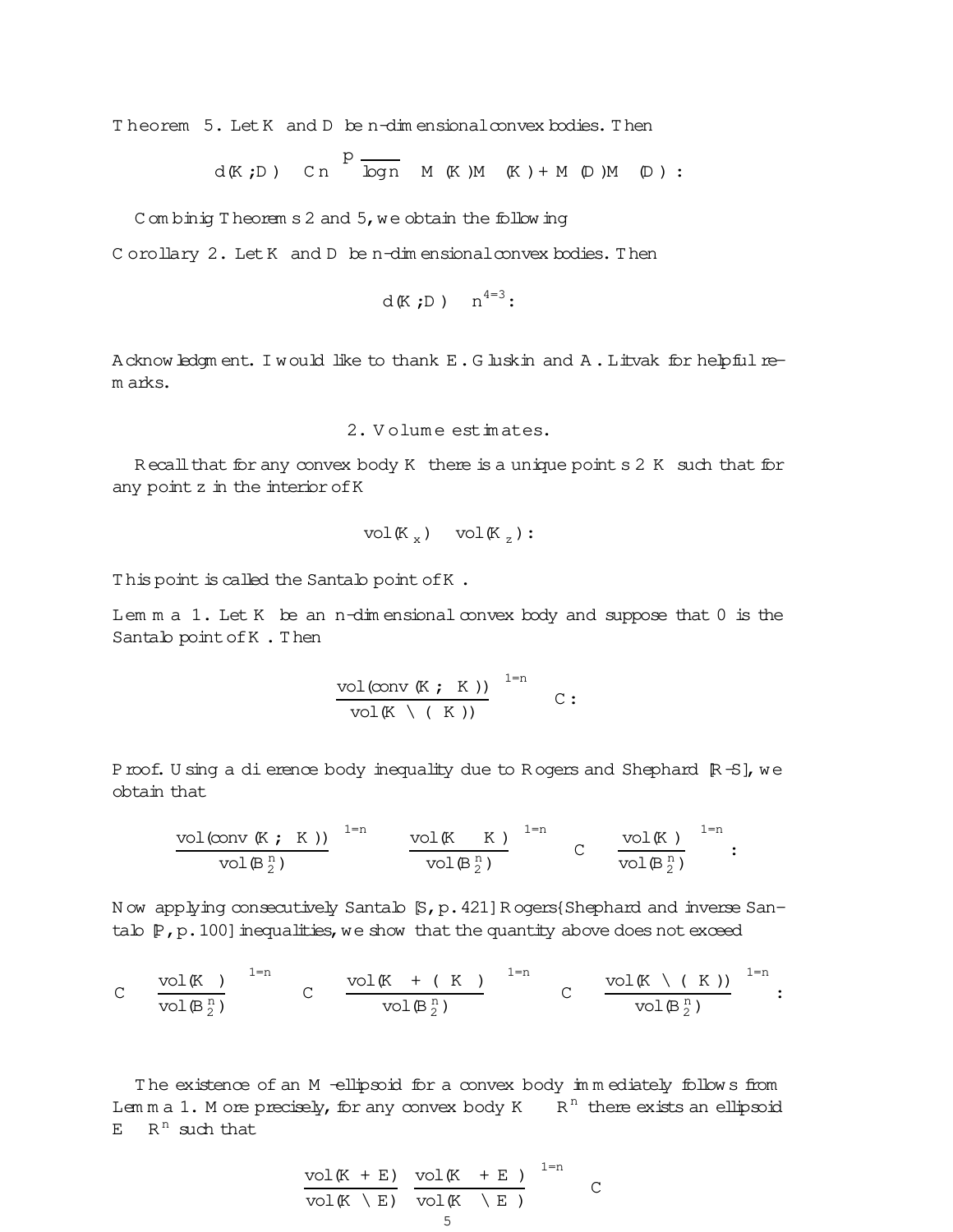**Theorem 5.** Let $K$ and $D$ be $n$-dimensional convex bodies. Then

$$d(K; D) \leq C n \sqrt{\log n} \left( M(K) M^*(K) + M(D) M^*(D) \right).$$

Combinig Theorems 2 and 5, we obtain the following

**Corollary 2.** Let $K$ and $D$ be $n$-dimensional convex bodies. Then

$$d(K; D) \leq n^{4/3}.$$

**Acknowledgment.** I would like to thank E. Gluskin and A. Litvak for helpful remarks.

## 2. Volume estimates.

Recall that for any convex body $K$ there is a unique point $s \in K$ such that for any point $z$ in the interior of $K$

$$\mathrm{vol}(K^*_x) \leq \mathrm{vol}(K^*_z).$$

This point is called the Santalo point of $K$.

**Lemma 1.** Let $K$ be an $n$-dimensional convex body and suppose that $0$ is the Santalo point of $K$. Then

$$\left( \frac{\mathrm{vol}(\mathrm{conv}(K, -K))}{\mathrm{vol}(K \cap (-K))} \right)^{1/n} \leq C.$$

*Proof.* Using a difference body inequality due to Rogers and Shephard [R-S], we obtain that

$$\left( \frac{\mathrm{vol}(\mathrm{conv}(K, -K))}{\mathrm{vol}(B_2^n)} \right)^{1/n} \leq \left( \frac{\mathrm{vol}(K - K)}{\mathrm{vol}(B_2^n)} \right)^{1/n} \leq C \left( \frac{\mathrm{vol}(K)}{\mathrm{vol}(B_2^n)} \right)^{1/n}.$$

Now applying consecutively Santalo [S, p. 421] Rogers–Shephard and inverse Santalo [P, p. 100] inequalities, we show that the quantity above does not exceed

$$C \left( \frac{\mathrm{vol}(K^*)}{\mathrm{vol}(B_2^n)} \right)^{-1/n} \leq C \left( \frac{\mathrm{vol}(K^* + (-K^*))}{\mathrm{vol}(B_2^n)} \right)^{-1/n} \leq C \left( \frac{\mathrm{vol}(K \cap (-K))}{\mathrm{vol}(B_2^n)} \right)^{1/n}.$$

The existence of an $M$-ellipsoid for a convex body immediately follows from Lemma 1. More precisely, for any convex body $K \subset \mathbb{R}^n$ there exists an ellipsoid $E \subset \mathbb{R}^n$ such that

$$\left( \frac{\mathrm{vol}(K + E)}{\mathrm{vol}(K \cap E)} \cdot \frac{\mathrm{vol}(K^* + E^*)}{\mathrm{vol}(K^* \cap E^*)} \right)^{1/n} \leq C$$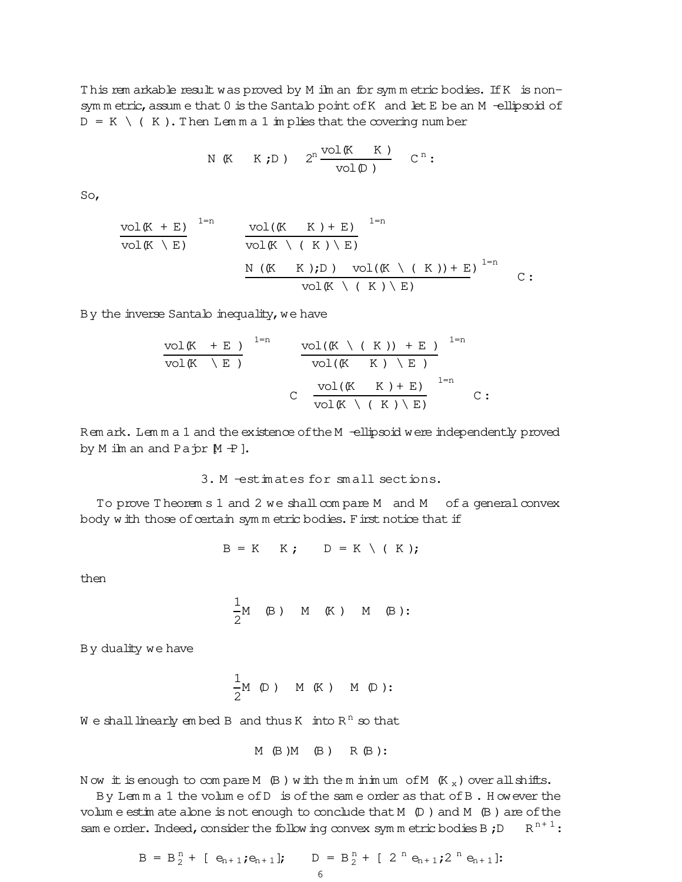This remarkable result was proved by Milman for symmetric bodies. If $K$ is non-symmetric, assume that $0$ is the Santalo point of $K$ and let $E$ be an $M$-ellipsoid of $D = K \cap (-K)$. Then Lemma 1 implies that the covering number

$$N(K-K;D) \le 2^n \frac{\mathrm{vol}(K-K)}{\mathrm{vol}(D)} \le C^n.$$

So,

$$\left(\frac{\mathrm{vol}(K+E)}{\mathrm{vol}(K\cap E)}\right)^{1/n} \le \left(\frac{\mathrm{vol}((K-K)+E)}{\mathrm{vol}(K\cap(-K)\cap E)}\right)^{1/n}$$
$$\le \left(\frac{N((K-K);D)\cdot \mathrm{vol}((K\cap(-K))+E)}{\mathrm{vol}(K\cap(-K)\cap E)}\right)^{1/n} \le C.$$

By the inverse Santalo inequality, we have

$$\left(\frac{\mathrm{vol}(K^\circ+E^\circ)}{\mathrm{vol}(K^\circ\cap E^\circ)}\right)^{1/n} \le \left(\frac{\mathrm{vol}((K\cap(-K))^\circ+E^\circ)}{\mathrm{vol}((K-K)^\circ\cap E^\circ)}\right)^{1/n}$$
$$\le C\left(\frac{\mathrm{vol}((K-K)+E)}{\mathrm{vol}(K\cap(-K)\cap E)}\right)^{1/n} \le C.$$

Remark. Lemma 1 and the existence of the $M$-ellipsoid were independently proved by Milman and Pajor [M-P].

### 3. $M$-estimates for small sections.

To prove Theorems 1 and 2 we shall compare $M$ and $M^*$ of a general convex body with those of certain symmetric bodies. First notice that if

$$B = K-K; \qquad D = K\cap(-K);$$

then

$$\frac{1}{2}M^*(B) \le M^*(K) \le M^*(B).$$

By duality we have

$$\frac{1}{2}M(D) \le M(K) \le M(D).$$

We shall linearly embed $B$ and thus $K$ into $\mathbb{R}^n$ so that

$$M(B)M^*(B) \le R(B).$$

Now it is enough to compare $M(B)$ with the minimum of $M(K_x)$ over all shifts.

By Lemma 1 the volume of $D$ is of the same order as that of $B$. However the volume estimate alone is not enough to conclude that $M(D)$ and $M(B)$ are of the same order. Indeed, consider the following convex symmetric bodies $B, D \subset \mathbb{R}^{n+1}$:

$$B = B_2^n + [-e_{n+1}, e_{n+1}]; \qquad D = B_2^n + [-2^{-n}e_{n+1}, 2^n e_{n+1}]:$$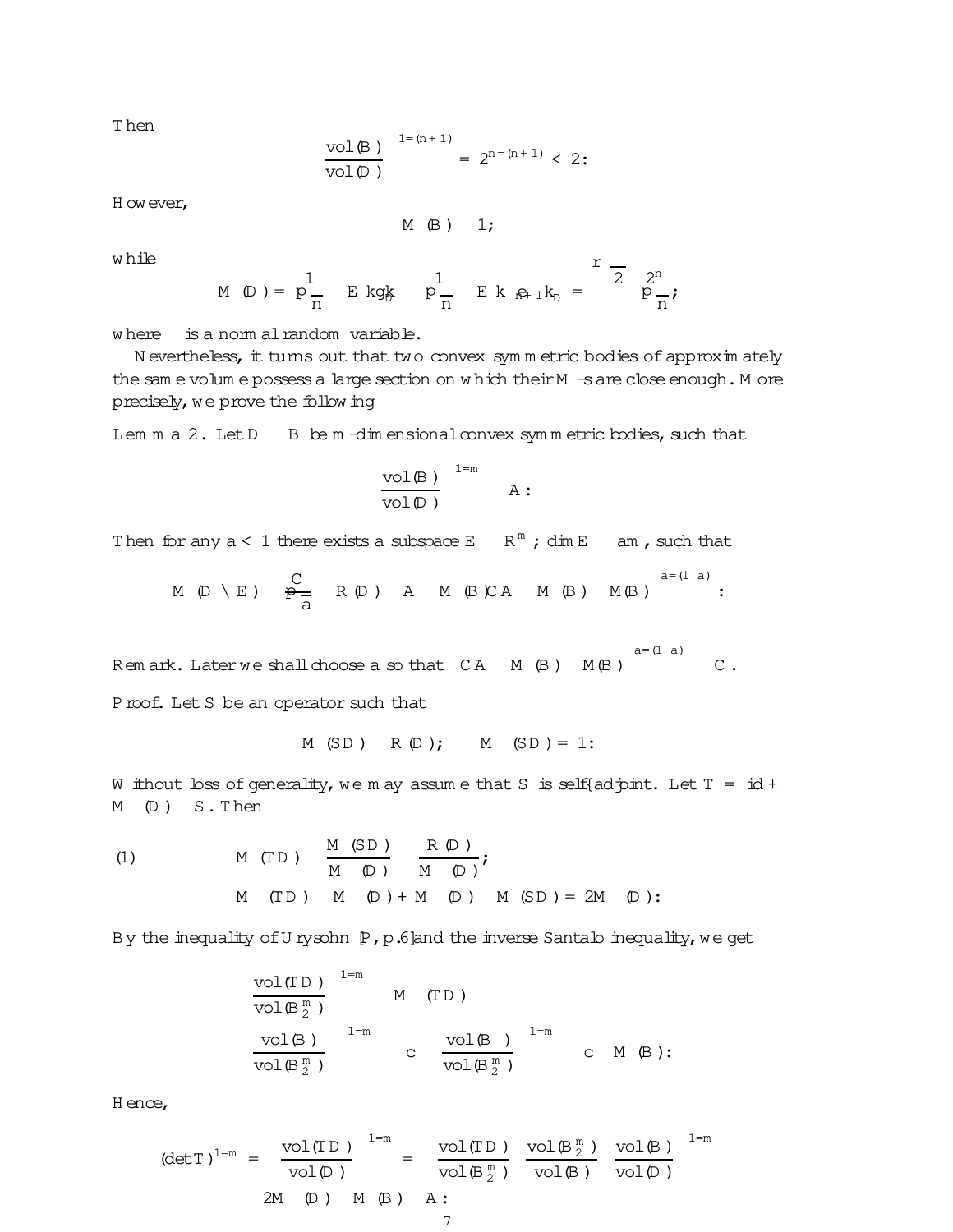Then

$$\left(\frac{\mathrm{vol}(B)}{\mathrm{vol}(D)}\right)^{1/(n+1)} = 2^{n/(n+1)} < 2.$$

However,

$$M(B) \leq 1,$$

while

$$M(D) = \frac{1}{\sqrt{n}} \cdot \mathbb{E}\,\|g\|_D \geq \frac{1}{\sqrt{n}} \cdot \mathbb{E}\,\|\gamma e_{n+1}\|_D = \sqrt{\frac{2}{\pi}} \cdot \frac{2^n}{\sqrt{n}},$$

where $\gamma$ is a normal random variable.

Nevertheless, it turns out that two convex symmetric bodies of approximately the same volume possess a large section on which their $M$-s are close enough. More precisely, we prove the following

**Lemma 2.** Let $D \subset B$ be $m$-dimensional convex symmetric bodies, such that

$$\left(\frac{\mathrm{vol}(B)}{\mathrm{vol}(D)}\right)^{1/m} \leq A.$$

Then for any $a < 1$ there exists a subspace $E \subset \mathbb{R}^m$; $\dim E \geq am$, such that

$$M(D \cap E) \leq \frac{C}{\sqrt{a}} \cdot R(D) \cdot \left(A \cdot M(B)\right)^{C} \cdot \left(A \cdot M^*(B) \cdot M(B)\right)^{a/(1-a)}.$$

*Remark.* Later we shall choose $a$ so that $\left(C A \cdot M^*(B) \cdot M(B)\right)^{a/(1-a)} \leq C$.

*Proof.* Let $S$ be an operator such that

$$M(SD) \leq R(D); \quad M^*(SD) = 1.$$

Without loss of generality, we may assume that $S$ is self-adjoint. Let $T = \mathrm{id} + M^*(D) \cdot S$. Then

$$(1) \qquad M(TD) \leq \frac{M(SD)}{M^*(D)} \leq \frac{R(D)}{M^*(D)};$$

$$M^*(TD) \leq M^*(D) + M^*(D) \cdot M^*(SD) = 2M^*(D).$$

By the inequality of Urysohn [P, p.6] and the inverse Santalo inequality, we get

$$\left(\frac{\mathrm{vol}(TD)}{\mathrm{vol}(B_2^m)}\right)^{1/m} \leq M^*(TD)$$

$$\left(\frac{\mathrm{vol}(B)}{\mathrm{vol}(B_2^m)}\right)^{1/m} \geq c \cdot \left(\frac{\mathrm{vol}(B^\circ)}{\mathrm{vol}(B_2^m)}\right)^{-1/m} \geq c \cdot M(B).$$

Hence,

$$(\det T)^{1/m} = \left(\frac{\mathrm{vol}(TD)}{\mathrm{vol}(D)}\right)^{1/m} = \left(\frac{\mathrm{vol}(TD)}{\mathrm{vol}(B_2^m)} \cdot \frac{\mathrm{vol}(B_2^m)}{\mathrm{vol}(B)} \cdot \frac{\mathrm{vol}(B)}{\mathrm{vol}(D)}\right)^{1/m}$$

$$\leq 2M^*(D) \cdot M(B) \cdot A.$$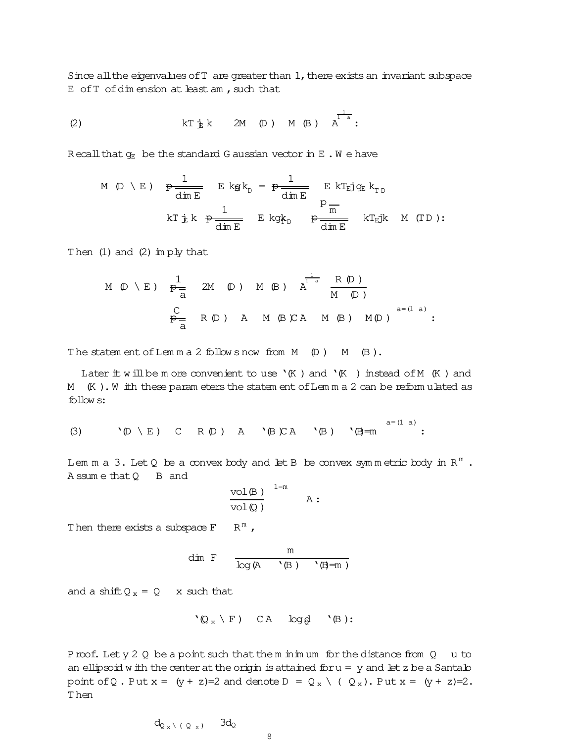Since all the eigenvalues of $T$ are greater than 1, there exists an invariant subspace $E$ of $T$ of dimension at least $am$, such that

$$(2) \qquad \|T|_E\| \leq \left( 2M^*(D) \cdot M(B) \cdot A \right)^{\frac{1}{1-a}}.$$

Recall that $g_E$ be the standard Gaussian vector in $E$. We have

$$\begin{aligned} M^*(D \cap E) &\leq \frac{1}{\sqrt{\dim E}} \cdot \mathbb{E}\|g\|_{D^\circ} = \frac{1}{\sqrt{\dim E}} \cdot \mathbb{E}\|T_E|g_E\|_{T^\circ D^\circ} \\ &\leq \|T|_E\| \frac{1}{\sqrt{\dim E}} \cdot \mathbb{E}\|g\|_{T D^\circ} \leq \frac{\sqrt{m}}{\sqrt{\dim E}} \cdot \|T_E|\| \cdot M^*(TD). \end{aligned}$$

Then (1) and (2) imply that

$$\begin{aligned} M^*(D \cap E) &\leq \frac{1}{\sqrt{a}} \cdot \left(2M^*(D) \cdot M(B) \cdot A\right)^{\frac{1}{1-a}} \cdot \frac{R(D)}{M^*(D)} \\ &\leq \frac{C}{\sqrt{a}} \cdot R(D) \cdot A \cdot \left(M(B) C A \cdot M^*(B) \cdot M(D)\right)^{a/(1-a)}. \end{aligned}$$

The statement of Lemma 2 follows now from $M^*(D) \leq M^*(B)$.

Later it will be more convenient to use $\ell(K)$ and $\ell(K^\circ)$ instead of $M^*(K)$ and $M^*(K^\circ)$. With these parameters the statement of Lemma 2 can be reformulated as follows:

$$(3) \qquad \ell(D \cap E) \leq C \cdot R(D) \cdot A \cdot \left(\ell(B) C A \cdot \ell(B^\circ) \cdot \ell(B)/m\right)^{a/(1-a)}.$$

**Lemma 3.** Let $Q$ be a convex body and let $B$ be convex symmetric body in $\mathbb{R}^m$. Assume that $Q \subset B$ and

$$\left(\frac{\mathrm{vol}(B)}{\mathrm{vol}(Q)}\right)^{1/m} \leq A.$$

Then there exists a subspace $F \subset \mathbb{R}^m$,

$$\dim F \geq \frac{m}{\log(A \cdot \ell(B^\circ) \cdot \ell(B)/m)}$$

and a shift $Q_x = Q - x$ such that

$$\ell(Q_x \cap F) \leq CA \cdot \log d_Q \cdot \ell(B).$$

*Proof.* Let $y \in Q$ be a point such that the minimum for the distance from $Q - u$ to an ellipsoid with the center at the origin is attained for $u = y$ and let $z$ be a Santalo point of $Q$. Put $x = (y+z)/2$ and denote $D = Q_x \cap (-Q_x)$. Put $x = (y+z)/2$. Then

$$d_{Q_x \cap (-Q_x)} \leq 3 d_Q$$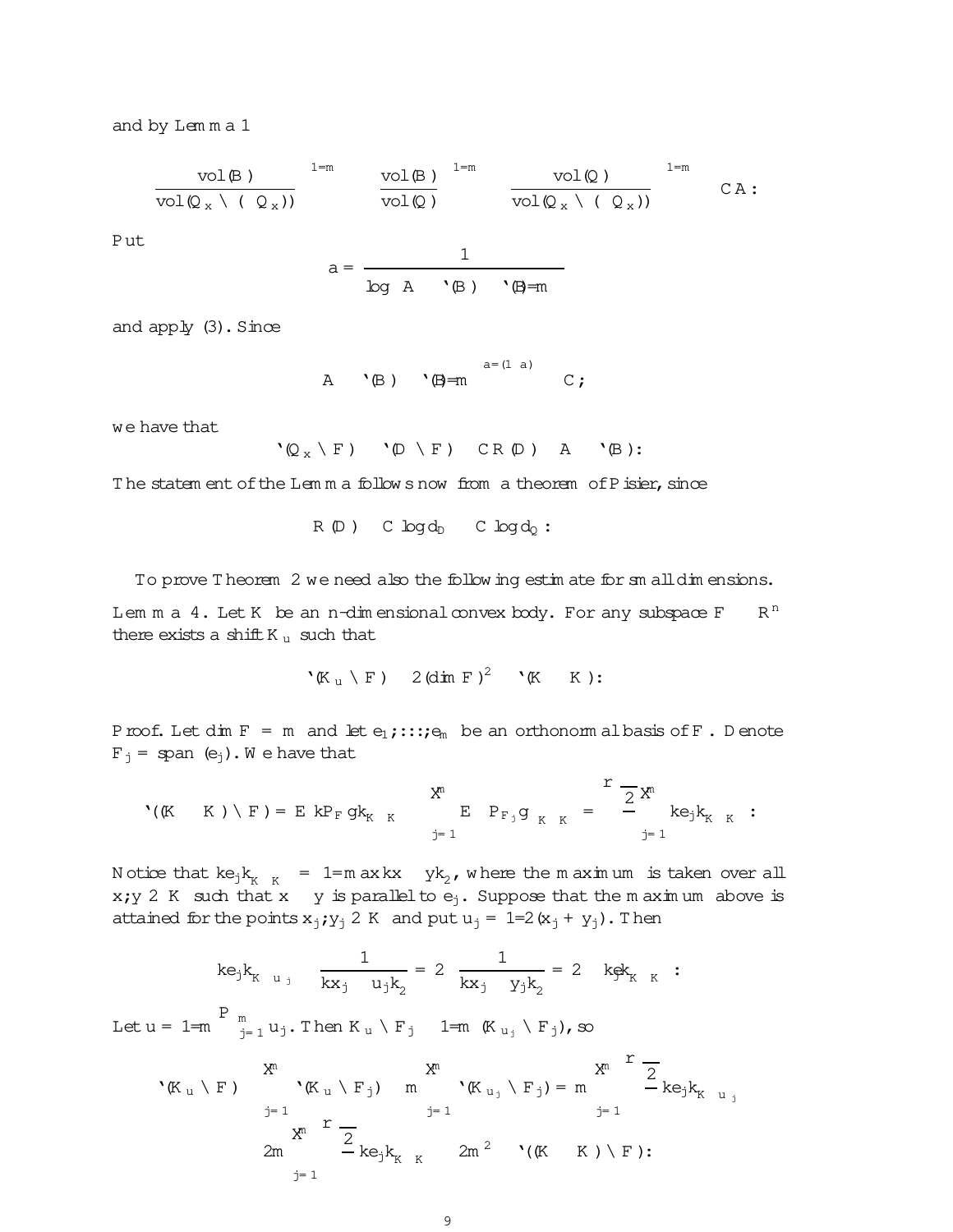and by Lemma 1

$$\left(\frac{\mathrm{vol}(B)}{\mathrm{vol}(Q_x \cap (-Q_x))}\right)^{1/m} \leq \left(\frac{\mathrm{vol}(B)}{\mathrm{vol}(Q)}\right)^{1/m} \left(\frac{\mathrm{vol}(Q)}{\mathrm{vol}(Q_x \cap (-Q_x))}\right)^{1/m} \leq CA.$$

Put

$$a = \frac{1}{\log\left(A \cdot \ell(B) \cdot \ell(B^\circ)/m\right)}$$

and apply (3). Since

$$\left(A \cdot \ell(B) \cdot \ell(B^\circ)/m\right)^{a/(1-a)} \leq C,$$

we have that

$$\ell(Q_x \cap F) \leq \ell(D \cap F) \leq CR(D) \cdot A \cdot \ell(B).$$

The statement of the Lemma follows now from a theorem of Pisier, since

$$R(D) \leq C \log d_D \leq C \log d_Q.$$

To prove Theorem 2 we need also the following estimate for small dimensions.

**Lemma 4.** *Let $K$ be an $n$-dimensional convex body. For any subspace $F \subset \mathbb{R}^n$ there exists a shift $K_u$ such that*

$$\ell(K_u \cap F) \leq 2(\dim F)^2 \cdot \ell(K - K).$$

*Proof.* Let $\dim F = m$ and let $e_1, \ldots, e_m$ be an orthonormal basis of $F$. Denote $F_j = \mathrm{span}(e_j)$. We have that

$$\ell((K-K)\cap F) = \mathbb{E}\,\|P_F g\|_{K-K} \geq \sum_{j=1}^{m} \mathbb{E}\,\|P_{F_j} g\|_{K-K} = \sqrt{\frac{2}{\pi}} \sum_{j=1}^{m} \|e_j\|_{K-K}.$$

Notice that $\|e_j\|_{K-K} = 1/\max\|x-y\|_2$, where the maximum is taken over all $x, y \in K$ such that $x - y$ is parallel to $e_j$. Suppose that the maximum above is attained for the points $x_j, y_j \in K$ and put $u_j = 1/2(x_j + y_j)$. Then

$$\|e_j\|_{K-u_j} \leq \frac{1}{\|x_j - u_j\|_2} = 2 \cdot \frac{1}{\|x_j - y_j\|_2} = 2 \cdot \|e_j\|_{K-K}.$$

Let $u = 1/m \sum_{j=1}^{m} u_j$. Then $K_u \cap F_j \supset 1/m\,(K_{u_j} \cap F_j)$, so

$$\begin{aligned}\ell(K_u \cap F) &\leq \sum_{j=1}^{m} \ell(K_u \cap F_j) \leq m \sum_{j=1}^{m} \ell(K_{u_j} \cap F_j) = m \sum_{j=1}^{m} \sqrt{\frac{2}{\pi}} \|e_j\|_{K-u_j} \\ &\leq 2m \sum_{j=1}^{m} \sqrt{\frac{2}{\pi}} \|e_j\|_{K-K} \leq 2m^2 \cdot \ell((K-K)\cap F).\end{aligned}$$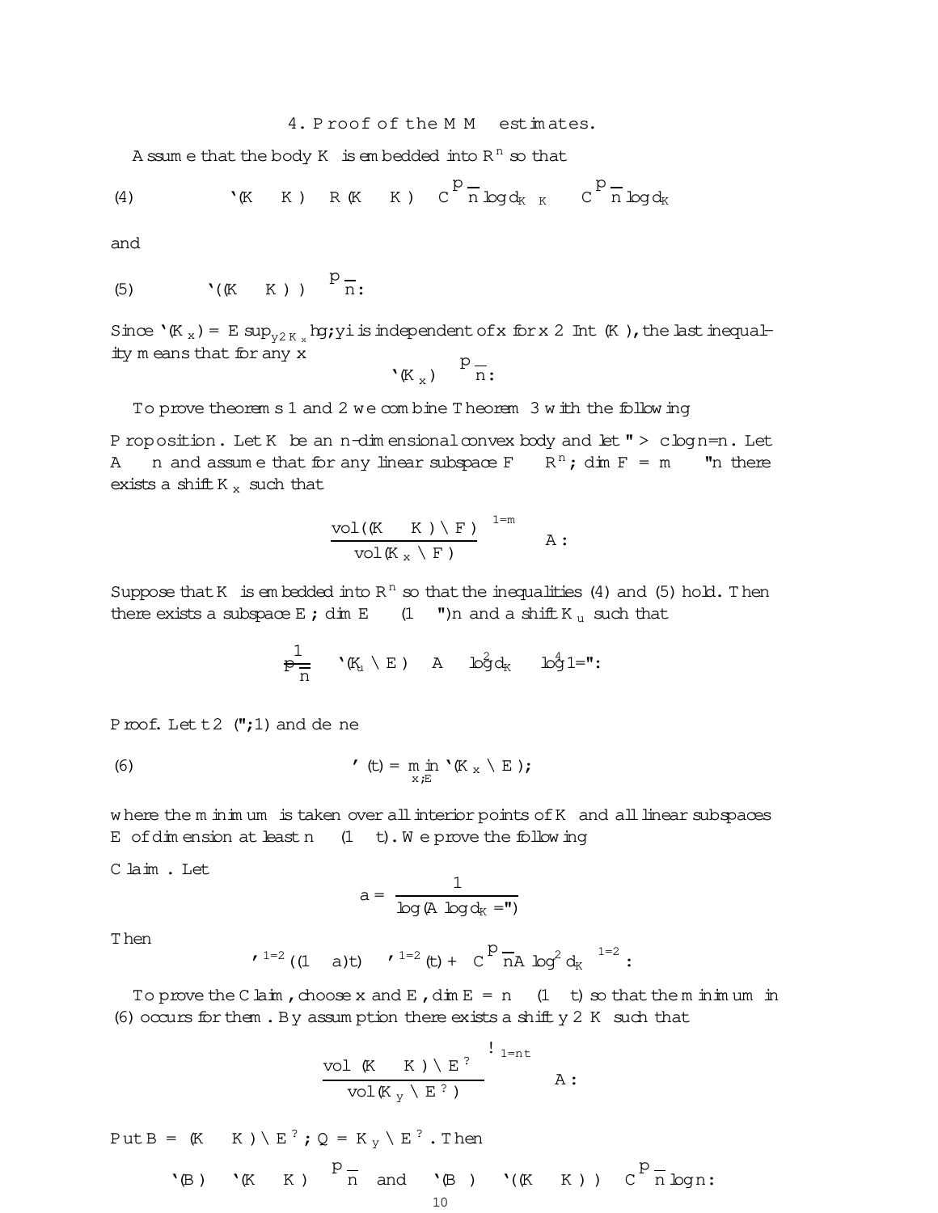## 4. Proof of the MM$^*$ estimates.

Assume that the body $K$ is embedded into $\mathbb{R}^n$ so that

$$(4) \qquad \ell(K-K) \le R(K-K) \le C\sqrt{n}\log d_{K-K} \le C'\sqrt{n}\log d_K$$

and

$$(5) \qquad \ell((K-K)^\circ) \le \sqrt{n}.$$

Since $\ell(K_x^\circ) = \mathbb{E}\sup_{y\in K_x}\langle g, y\rangle$ is independent of $x$ for $x \in \operatorname{Int}(K)$, the last inequality means that for any $x$

$$\ell(K_x^\circ) \le \sqrt{n}.$$

To prove theorems 1 and 2 we combine Theorem 3 with the following

**Proposition.** Let $K$ be an $n$-dimensional convex body and let $\varepsilon > c\log n/n$. Let $A \le n$ and assume that for any linear subspace $F \subset \mathbb{R}^n$; $\dim F = m \ge \varepsilon n$ there exists a shift $K_x$ such that

$$\left(\frac{\operatorname{vol}((K-K)\cap F)}{\operatorname{vol}(K_x \cap F)}\right)^{1/m} \le A.$$

Suppose that $K$ is embedded into $\mathbb{R}^n$ so that the inequalities (4) and (5) hold. Then there exists a subspace $E$; $\dim E \ge (1-\varepsilon)n$ and a shift $K_u$ such that

$$\frac{1}{\sqrt{n}} \cdot \ell(K_u^\circ \cap E) \le A \cdot \log^2 d_K \cdot \log^4 1/\varepsilon.$$

*Proof.* Let $t \in (\varepsilon; 1)$ and define

$$(6) \qquad \varphi(t) = \min_{x,E} \ell(K_x^\circ \cap E);$$

where the minimum is taken over all interior points of $K$ and all linear subspaces $E$ of dimension at least $n \cdot (1-t)$. We prove the following

**Claim.** Let

$$a = \frac{1}{\log(A\log d_K/\varepsilon)}$$

Then

$$\varphi^{1/2}((1-a)t) \le \varphi^{1/2}(t) + \left(C\sqrt{n}A\log^2 d_K\right)^{1/2}.$$

To prove the Claim, choose $x$ and $E$, $\dim E = n \cdot (1-t)$ so that the minimum in (6) occurs for them. By assumption there exists a shift $y \in K$ such that

$$\left(\frac{\operatorname{vol}\left((K-K)\cap E^\perp\right)}{\operatorname{vol}(K_y \cap E^\perp)}\right)^{1/nt} \le A.$$

Put $B = (K-K)\cap E^\perp$; $Q = K_y \cap E^\perp$. Then

$$\ell(B) \le \ell(K-K) \le \sqrt{n} \quad \text{and} \quad \ell(B^\circ) \le \ell((K-K)^\circ) \le C\sqrt{n}\log n.$$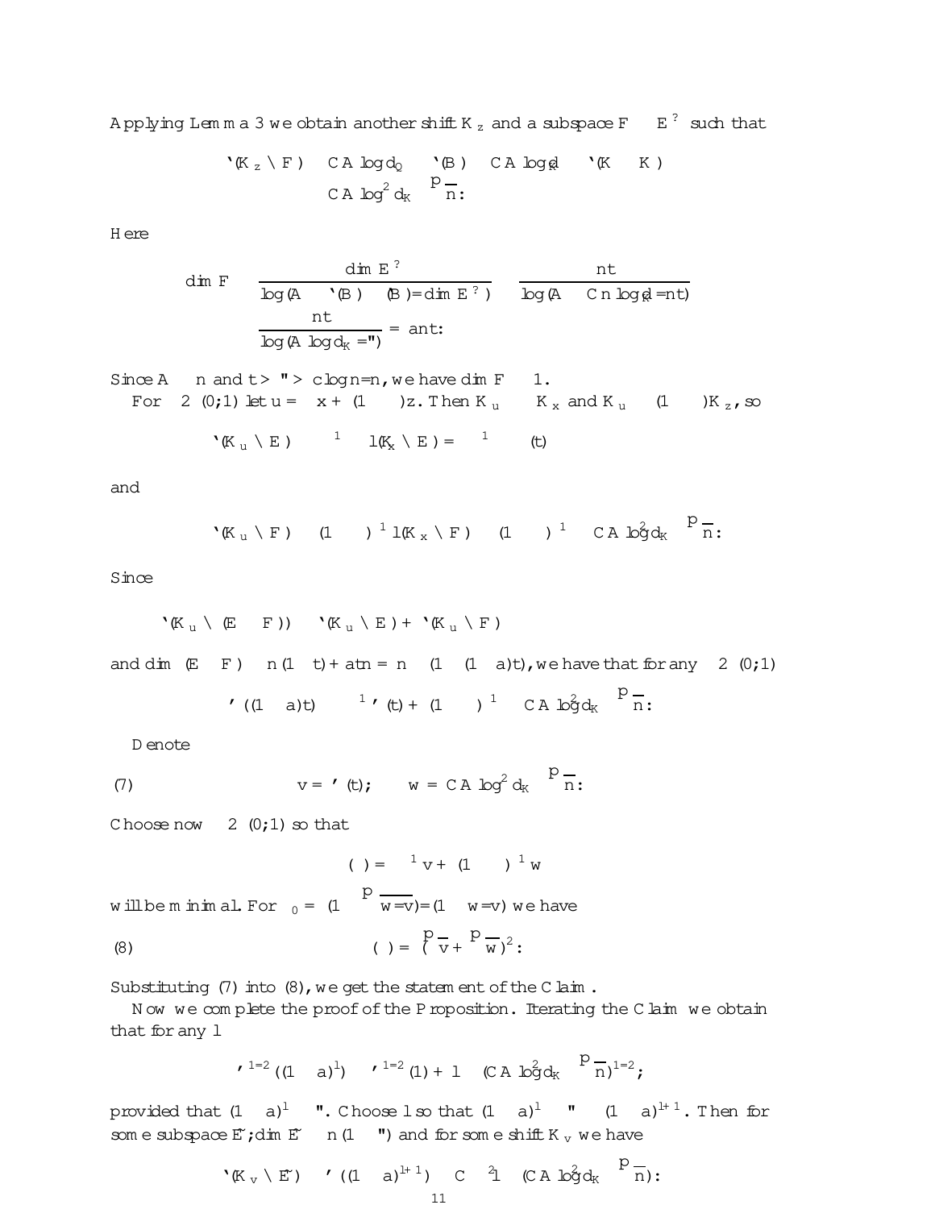Applying Lemma 3 we obtain another shift $K_z$ and a subspace $F \subset E^\perp$ such that

$$\ell(K_z \cap F) \le CA \log d_Q \cdot \ell(B) \le CA \log d \cdot \ell(K - K) \le CA \log^2 d_K \cdot \sqrt{n}.$$

Here

$$\dim F \ge \frac{\dim E^\perp}{\log(A \cdot \ell(B) \cdot \ell(B)/\dim E^\perp)} \ge \frac{nt}{\log(A \cdot Cn \log d/nt)} \ge \frac{nt}{\log(A \log d_K/\varepsilon)} = ant.$$

Since $A \le n$ and $t > \varepsilon > c \log n/n$, we have $\dim F \ge 1$.

For $\lambda \in (0;1)$ let $u = \lambda x + (1-\lambda) z$. Then $K_u \supset \lambda K_x$ and $K_u \supset (1-\lambda) K_z$, so

$$\ell(K_u \cap E) \le \lambda^{-1} l(K_x \cap E) = \lambda^{-1} \varphi(t)$$

and

$$\ell(K_u \cap F) \le (1-\lambda)^{-1} l(K_x \cap F) \le (1-\lambda)^{-1} \cdot CA \log^2 d_K \cdot \sqrt{n}.$$

Since

$$\ell(K_u \cap (E \oplus F)) \le \ell(K_u \cap E) + \ell(K_u \cap F)$$

and $\dim(E \oplus F) \ge n(1-t) + atn = n \cdot (1 - (1-a)t)$, we have that for any $\lambda \in (0;1)$

$$\varphi((1-a)t) \le \lambda^{-1} \varphi(t) + (1-\lambda)^{-1} \cdot CA \log^2 d_K \cdot \sqrt{n}.$$

Denote

$$v = \varphi(t); \qquad w = CA \log^2 d_K \cdot \sqrt{n}. \tag{7}$$

Choose now $\lambda \in (0;1)$ so that

$$\psi(\lambda) = \lambda^{-1} v + (1-\lambda)^{-1} w$$

will be minimal. For $\lambda_0 = (1 - \sqrt{w/v})/(1 - w/v)$ we have

$$\psi(\lambda) = (\sqrt{v} + \sqrt{w})^2. \tag{8}$$

Substituting (7) into (8), we get the statement of the Claim.

Now we complete the proof of the Proposition. Iterating the Claim we obtain that for any $l$

$$\varphi^{1/2}((1-a)^l) \le \varphi^{1/2}(1) + l \cdot (CA \log^2 d_K \cdot \sqrt{n})^{1/2};$$

provided that $(1-a)^l \ge \varepsilon$. Choose $l$ so that $(1-a)^l \ge \varepsilon \ge (1-a)^{l+1}$. Then for some subspace $\tilde{E}$, $\dim \tilde{E} \ge n(1-\varepsilon)$ and for some shift $K_v$ we have

$$\ell(K_v \cap \tilde{E}) \le \varphi((1-a)^{l+1}) \le C \cdot l^2 \cdot (CA \log^2 d_K \cdot \sqrt{n}):$$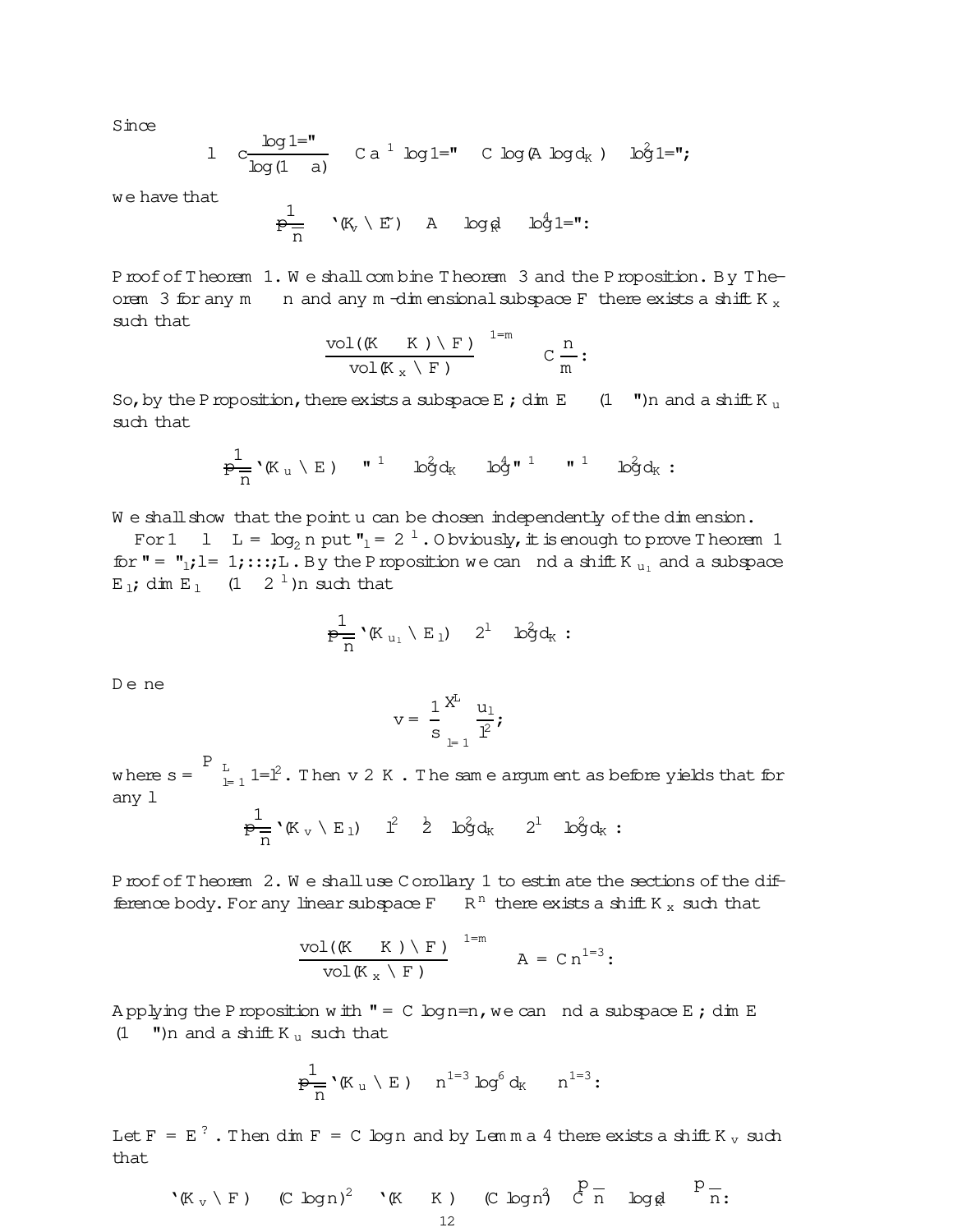Since

$$l \le c\frac{\log 1/\varepsilon}{\log(1-a)} \le C a^{-1} \log 1/\varepsilon \le C \log(A \log d_K) \cdot \log^2 1/\varepsilon;$$

we have that

$$\frac{1}{\sqrt{n}} \ell(K_v \cap \tilde{E}) \le A \cdot \log_K^2 d \cdot \log^4 1/\varepsilon.$$

Proof of Theorem 1. We shall combine Theorem 3 and the Proposition. By Theorem 3 for any $m \le n$ and any $m$-dimensional subspace $F$ there exists a shift $K_x$ such that

$$\left(\frac{\mathrm{vol}((K-K)\cap F)}{\mathrm{vol}(K_x \cap F)}\right)^{1/m} \le C\frac{n}{m}.$$

So, by the Proposition, there exists a subspace $E$, $\dim E \ge (1-\varepsilon)n$ and a shift $K_u$ such that

$$\frac{1}{\sqrt{n}} \ell(K_u \cap E) \le \varepsilon^{-1} \cdot \log^2 d_K \cdot \log^4 \varepsilon^{-1} \le \varepsilon^{-1} \cdot \log^2 d_K.$$

We shall show that the point $u$ can be chosen independently of the dimension.

For $1 \le l \le L = \log_2 n$ put $\varepsilon_l = 2^{-l}$. Obviously, it is enough to prove Theorem 1 for $\varepsilon = \varepsilon_l$, $l = 1, \dots, L$. By the Proposition we can find a shift $K_{u_l}$ and a subspace $E_l$, $\dim E_l \ge (1-2^{-l})n$ such that

$$\frac{1}{\sqrt{n}} \ell(K_{u_l} \cap E_l) \le 2^l \cdot \log^2 d_K.$$

Define

$$v = \frac{1}{s}\sum_{l=1}^{L} \frac{u_l}{l^2},$$

where $s = \sum_{l=1}^{L} 1/l^2$. Then $v \in K$. The same argument as before yields that for any $l$

$$\frac{1}{\sqrt{n}} \ell(K_v \cap E_l) \le l^2 \cdot 2^l \cdot \log^2 d_K \le 2^l \cdot \log^2 d_K.$$

Proof of Theorem 2. We shall use Corollary 1 to estimate the sections of the difference body. For any linear subspace $F \subset \mathbb{R}^n$ there exists a shift $K_x$ such that

$$\left(\frac{\mathrm{vol}((K-K)\cap F)}{\mathrm{vol}(K_x \cap F)}\right)^{1/m} \le A = C n^{1/3}.$$

Applying the Proposition with $\varepsilon = C \log n/n$, we can find a subspace $E$, $\dim E \ge (1-\varepsilon)n$ and a shift $K_u$ such that

$$\frac{1}{\sqrt{n}} \ell(K_u \cap E) \le n^{1/3} \log^6 d_K \le n^{1/3}.$$

Let $F = E^{\perp}$. Then $\dim F = C \log n$ and by Lemma 4 there exists a shift $K_v$ such that

$$\ell(K_v \cap F) \le (C \log n)^2 \cdot \ell(K-K) \le (C \log n)^2 \cdot C\sqrt{n} \cdot \log_K d \le \sqrt{n}:$$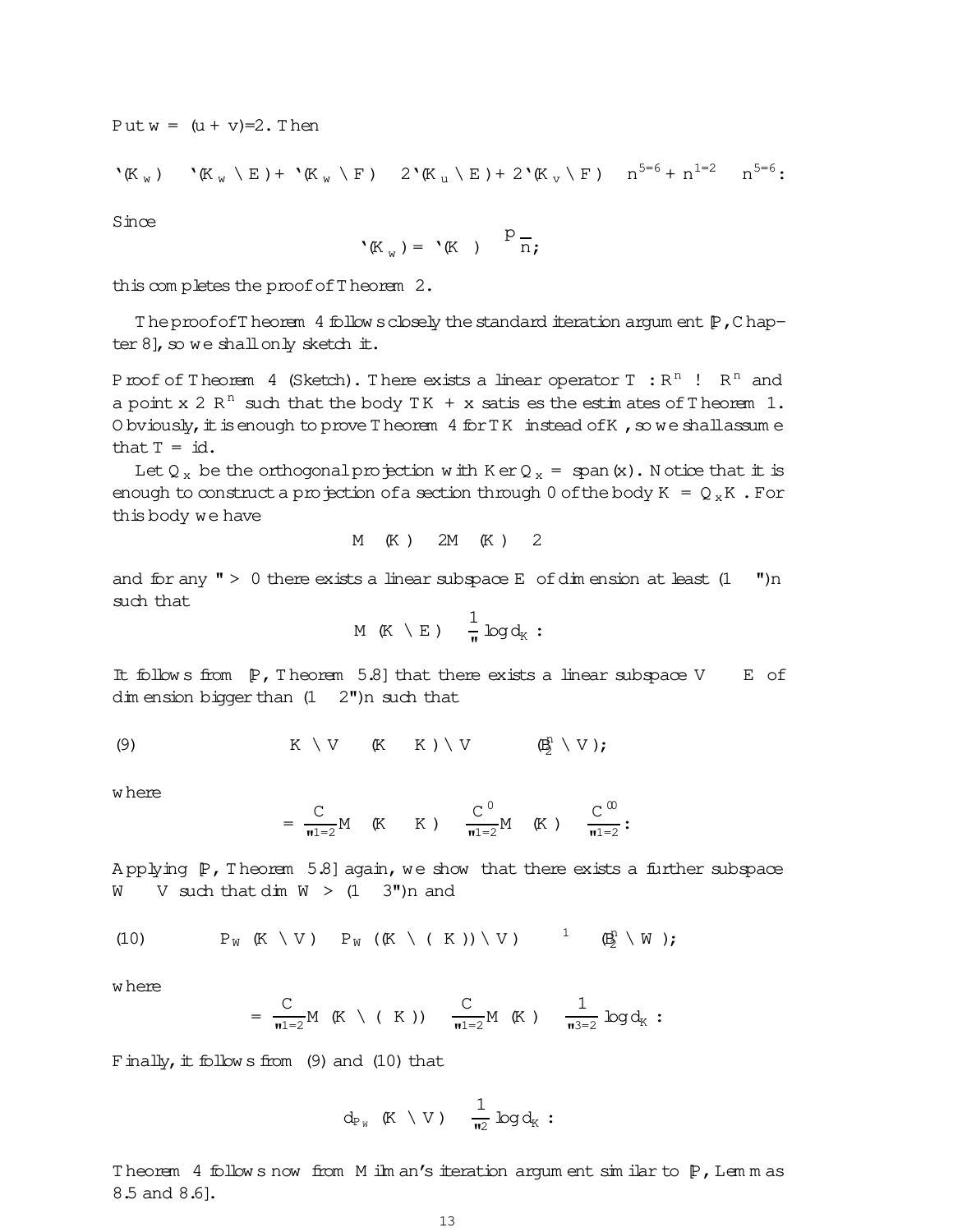Put $w = (u+v)/2$. Then

$$\ell(K_w) \le \ell(K_w \cap E) + \ell(K_w \cap F) \le 2\ell(K_u \cap E) + 2\ell(K_v \cap F) \le n^{5/6} + n^{1/2} \le n^{5/6}.$$

Since

$$\ell(K_w) = \ell(K) \ge \sqrt{n},$$

this completes the proof of Theorem 2.

The proof of Theorem 4 follows closely the standard iteration argument [P, Chapter 8], so we shall only sketch it.

*Proof of Theorem 4 (Sketch).* There exists a linear operator $T : \mathbb{R}^n \to \mathbb{R}^n$ and a point $x \in \mathbb{R}^n$ such that the body $TK + x$ satisfies the estimates of Theorem 1. Obviously, it is enough to prove Theorem 4 for $TK$ instead of $K$, so we shall assume that $T = id$.

Let $Q_x$ be the orthogonal projection with $\operatorname{Ker} Q_x = \operatorname{span}(x)$. Notice that it is enough to construct a projection of a section through 0 of the body $K = Q_x K$. For this body we have

$$M^*(K) \le 2M^*(K) \le 2$$

and for any $\varepsilon > 0$ there exists a linear subspace $E$ of dimension at least $(1-\varepsilon)n$ such that

$$M(K \cap E) \le \frac{1}{\varepsilon} \log d_K.$$

It follows from [P, Theorem 5.8] that there exists a linear subspace $V \subset E$ of dimension bigger than $(1-2\varepsilon)n$ such that

$$K \cap V \subset (K \cap -K) \cap V \subset \rho (B_2^n \cap V); \tag{9}$$

where

$$\rho = \frac{C}{\varepsilon^{1/2}} M^*(K \cap -K) \le \frac{C'}{\varepsilon^{1/2}} M^*(K) \le \frac{C''}{\varepsilon^{1/2}}.$$

Applying [P, Theorem 5.8] again, we show that there exists a further subspace $W \subset V$ such that $\dim W > (1-3\varepsilon)n$ and

$$P_W(K \cap V) \supset P_W((K \cap (-K)) \cap V) \supset \lambda^{-1}(B_2^n \cap W); \tag{10}$$

where

$$\lambda = \frac{C}{\varepsilon^{1/2}} M(K \cap (-K)) \le \frac{C}{\varepsilon^{1/2}} M(K) \le \frac{1}{\varepsilon^{3/2}} \log d_K.$$

Finally, it follows from (9) and (10) that

$$d_{P_W(K \cap V)} \le \frac{1}{\varepsilon^2} \log d_K.$$

Theorem 4 follows now from Milman's iteration argument similar to [P, Lemmas 8.5 and 8.6].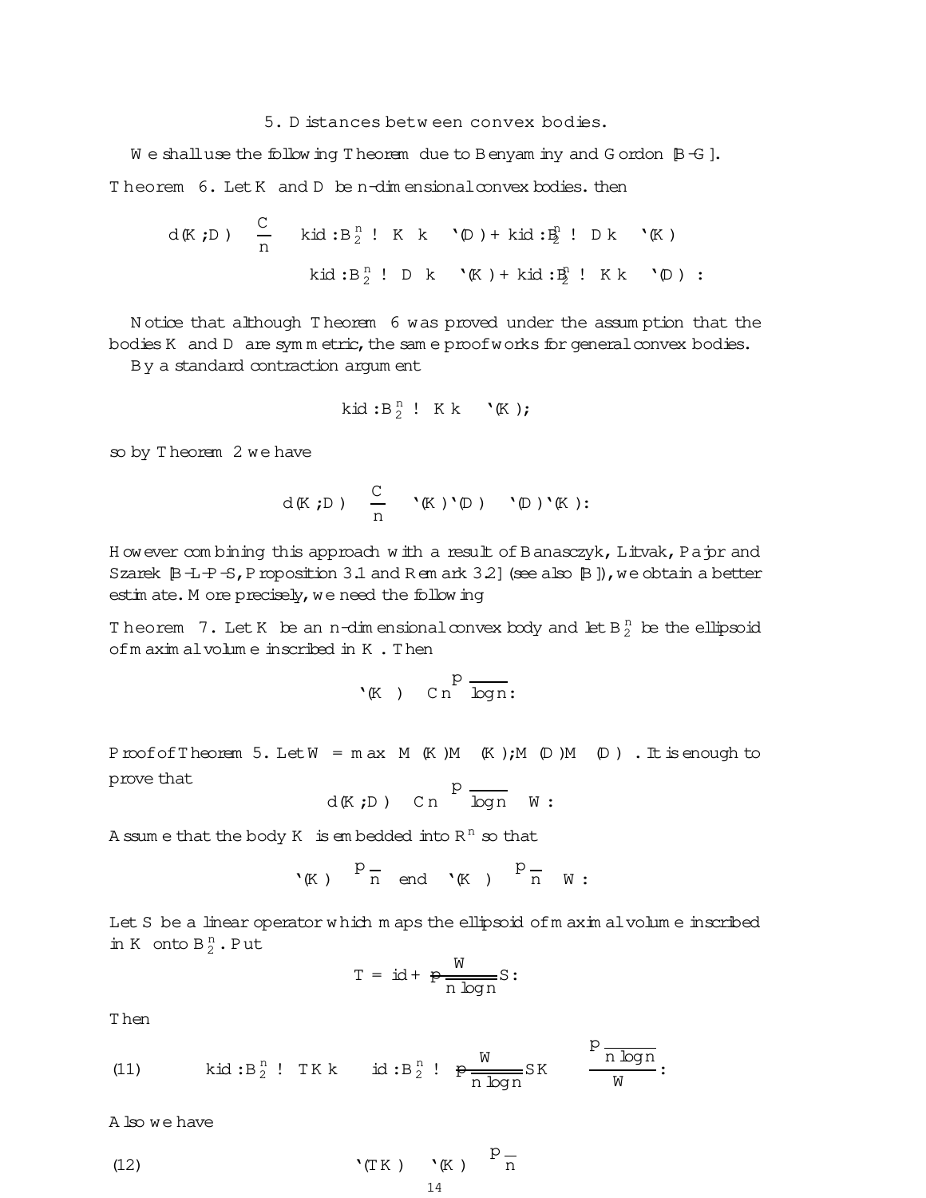## 5. Distances between convex bodies.

We shall use the following Theorem due to Benyaminy and Gordon [B-G].

**Theorem 6.** Let $K$ and $D$ be $n$-dimensional convex bodies. then

$$d(K;D) \le \frac{C}{n} \left( \|id : B_2^n \to K\| \cdot \ell(D) + \|id : B_2^n \to D\| \cdot \ell^*(K) \right)$$
$$\cdot \left( \|id : B_2^n \to D\| \cdot \ell(K) + \|id : B_2^n \to K\| \cdot \ell^*(D) \right).$$

Notice that although Theorem 6 was proved under the assumption that the bodies $K$ and $D$ are symmetric, the same proof works for general convex bodies.

By a standard contraction argument

$$\|id : B_2^n \to K\| \le \ell(K);$$

so by Theorem 2 we have

$$d(K;D) \le \frac{C}{n} \cdot \ell(K)\ell^*(D) \cdot \ell(D)\ell^*(K).$$

However combining this approach with a result of Banasczyk, Litvak, Pajor and Szarek [B-L-P-S, Proposition 3.1 and Remark 3.2] (see also [B]), we obtain a better estimate. More precisely, we need the following

**Theorem 7.** Let $K$ be an $n$-dimensional convex body and let $B_2^n$ be the ellipsoid of maximal volume inscribed in $K$. Then

$$\ell(K) \le Cn\sqrt{\log n}.$$

*Proof of Theorem 5.* Let $W = \max\left(M(K)M^*(K); M(D)M^*(D)\right)$. It is enough to prove that

$$d(K;D) \le Cn\sqrt{\log n} \cdot W.$$

Assume that the body $K$ is embedded into $\mathbb{R}^n$ so that

$$\ell(K) \le \sqrt{n} \quad \text{end} \quad \ell^*(K) \le \sqrt{n} \cdot W.$$

Let $S$ be a linear operator which maps the ellipsoid of maximal volume inscribed in $K$ onto $B_2^n$. Put

$$T = id + \frac{W}{\sqrt{n\log n}} S.$$

Then

$$(11) \qquad \|id : B_2^n \to TK\| \le \left\| id : B_2^n \to \frac{W}{\sqrt{n\log n}} SK \right\| \le \frac{\sqrt{n\log n}}{W}.$$

Also we have

$$(12) \qquad \ell^*(TK) \ge \ell^*(K) \ge \sqrt{n}$$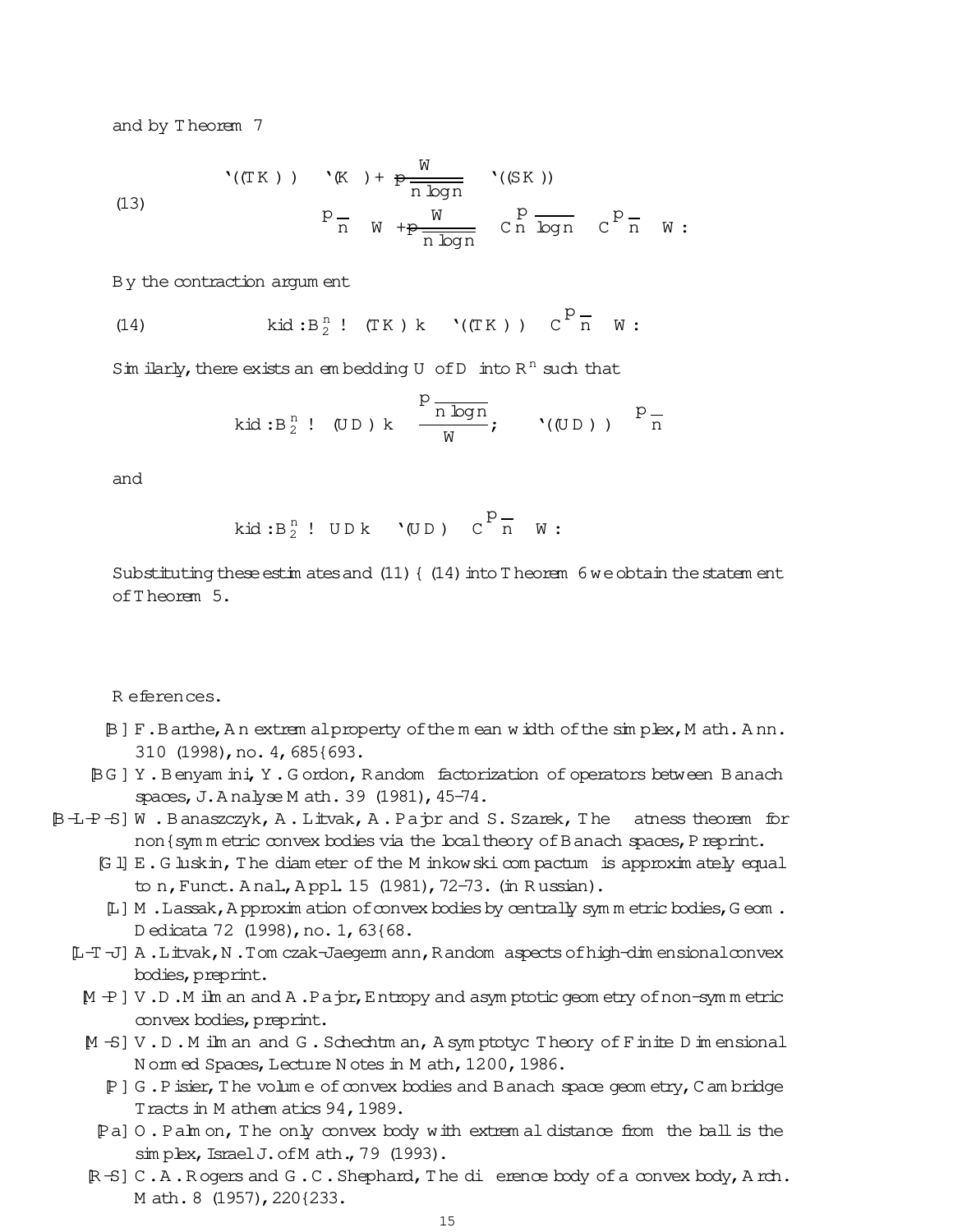and by Theorem 7

$$
(13) \qquad \begin{aligned} \ell((TK)^\circ) &\le \ell(K^\circ) + \frac{W}{\sqrt{n\log n}}\, \ell((SK)^\circ) \\ &\le \sqrt{n}\, W + \frac{W}{\sqrt{n\log n}}\, Cn\sqrt{\log n} \le C\sqrt{n}\, W. \end{aligned}
$$

By the contraction argument

$$
(14) \qquad \|id : B_2^n \to (TK)^\circ\| \le \ell((TK)^\circ) \le C\sqrt{n}\, W.
$$

Similarly, there exists an embedding $U$ of $D$ into $\mathbb{R}^n$ such that

$$
\|id : B_2^n \to (UD)^\circ\| \le \frac{\sqrt{n\log n}}{W}, \qquad \ell((UD)^\circ) \le \sqrt{n}
$$

and

$$
\|id : B_2^n \to UD\| \le \ell(UD) \le C\sqrt{n}\, W.
$$

Substituting these estimates and (11)–(14) into Theorem 6 we obtain the statement of Theorem 5.

References.

[B] F. Barthe, An extremal property of the mean width of the simplex, Math. Ann. 310 (1998), no. 4, 685–693.

[BG] Y. Benyamini, Y. Gordon, Random factorization of operators between Banach spaces, J. Analyse Math. 39 (1981), 45–74.

[B-L-P-S] W. Banaszczyk, A. Litvak, A. Pajor and S. Szarek, The flatness theorem for non–symmetric convex bodies via the local theory of Banach spaces, Preprint.

[Gl] E. Gluskin, The diameter of the Minkowski compactum is approximately equal to n, Funct. Anal., Appl. 15 (1981), 72–73. (in Russian).

[L] M. Lassak, Approximation of convex bodies by centrally symmetric bodies, Geom. Dedicata 72 (1998), no. 1, 63–68.

[L-T-J] A. Litvak, N. Tomczak-Jaegermann, Random aspects of high-dimensional convex bodies, preprint.

[M-P] V. D. Milman and A. Pajor, Entropy and asymptotic geometry of non-symmetric convex bodies, preprint.

[M-S] V. D. Milman and G. Schechtman, Asymptotyc Theory of Finite Dimensional Normed Spaces, Lecture Notes in Math, 1200, 1986.

[P] G. Pisier, The volume of convex bodies and Banach space geometry, Cambridge Tracts in Mathematics 94, 1989.

[Pa] O. Palmon, The only convex body with extremal distance from the ball is the simplex, Israel J. of Math., 79 (1993).

[R-S] C. A. Rogers and G. C. Shephard, The difference body of a convex body, Arch. Math. 8 (1957), 220–233.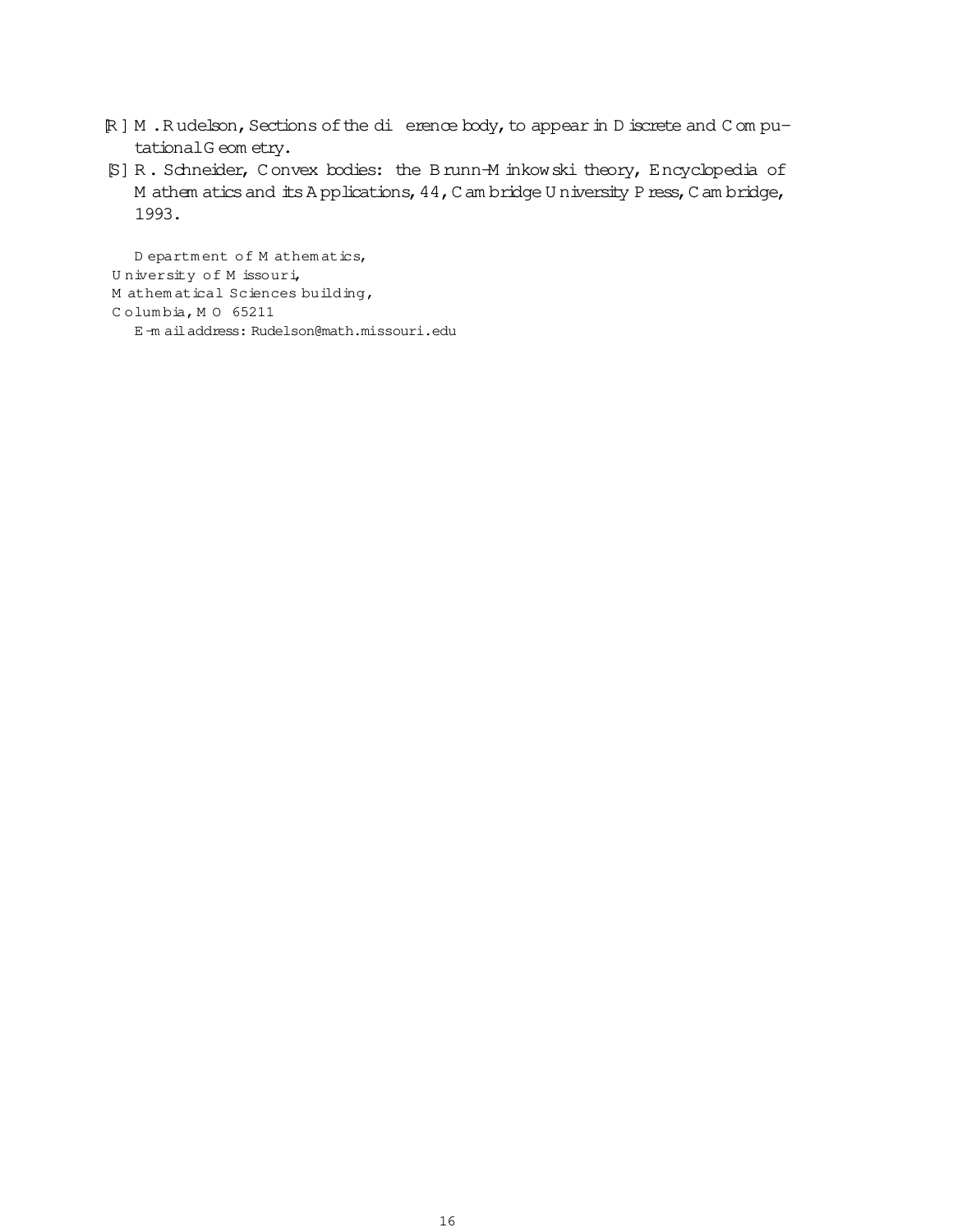[R] M. Rudelson, Sections of the difference body, to appear in Discrete and Computational Geometry.

[S] R. Schneider, Convex bodies: the Brunn-Minkowski theory, Encyclopedia of Mathematics and its Applications, 44, Cambridge University Press, Cambridge, 1993.

Department of Mathematics,
University of Missouri,
Mathematical Sciences building,
Columbia, MO 65211

E-mail address: Rudelson@math.missouri.edu